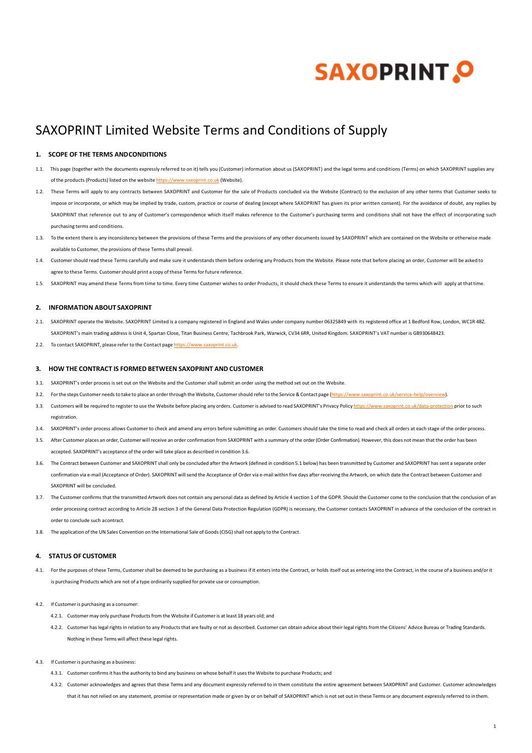# SAXOPRINT Limited Website Terms and Conditions of Supply

## 1. SCOPE OF THE TERMS AND CONDITIONS

1.1. This page (together with the documents expressly referred to on it) tells you (Customer) information about us (SAXOPRINT) and the legal terms and conditions (Terms) on which SAXOPRINT supplies any of the products (Products) listed on the website https://www.saxoprint.co.uk (Website).

1.2. These Terms will apply to any contracts between SAXOPRINT and Customer for the sale of Products concluded via the Website (Contract) to the exclusion of any other terms that Customer seeks to impose or incorporate, or which may be implied by trade, custom, practice or course of dealing (except where SAXOPRINT has given its prior written consent). For the avoidance of doubt, any replies by SAXOPRINT that reference out to any of Customer's correspondence which itself makes reference to the Customer's purchasing terms and conditions shall not have the effect of incorporating such purchasing terms and conditions.

1.3. To the extent there is any inconsistency between the provisions of these Terms and the provisions of any other documents issued by SAXOPRINT which are contained on the Website or otherwise made available to Customer, the provisions of these Terms shall prevail.

1.4. Customer should read these Terms carefully and make sure it understands them before ordering any Products from the Website. Please note that before placing an order, Customer will be asked to agree to these Terms. Customer should print a copy of these Terms for future reference.

1.5. SAXOPRINT may amend these Terms from time to time. Every time Customer wishes to order Products, it should check these Terms to ensure it understands the terms which will apply at that time.

## 2. INFORMATION ABOUT SAXOPRINT

2.1. SAXOPRINT operate the Website. SAXOPRINT Limited is a company registered in England and Wales under company number 06325849 with its registered office at 1 Bedford Row, London, WC1R 4BZ. SAXOPRINT's main trading address is Unit 4, Spartan Close, Titan Business Centre, Tachbrook Park, Warwick, CV34 6RR, United Kingdom. SAXOPRINT's VAT number is GB930648423.

2.2. To contact SAXOPRINT, please refer to the Contact page https://www.saxoprint.co.uk.

## 3. HOW THE CONTRACT IS FORMED BETWEEN SAXOPRINT AND CUSTOMER

3.1. SAXOPRINT's order process is set out on the Website and the Customer shall submit an order using the method set out on the Website.

3.2. For the steps Customer needs to take to place an order through the Website, Customer should refer to the Service & Contact page (https://www.saxoprint.co.uk/service-help/overview).

3.3. Customers will be required to register to use the Website before placing any orders. Customer is advised to read SAXOPRINT's Privacy Policy https://www.saxoprint.co.uk/data-protection prior to such registration.

3.4. SAXOPRINT's order process allows Customer to check and amend any errors before submitting an order. Customers should take the time to read and check all orders at each stage of the order process.

3.5. After Customer places an order, Customer will receive an order confirmation from SAXOPRINT with a summary of the order (Order Confirmation). However, this does not mean that the order has been accepted. SAXOPRINT's acceptance of the order will take place as described in condition 3.6.

3.6. The Contract between Customer and SAXOPRINT shall only be concluded after the Artwork (defined in condition 5.1 below) has been transmitted by Customer and SAXOPRINT has sent a separate order confirmation via e-mail (Acceptance of Order). SAXOPRINT will send the Acceptance of Order via e-mail within five days after receiving the Artwork, on which date the Contract between Customer and SAXOPRINT will be concluded.

3.7. The Customer confirms that the transmitted Artwork does not contain any personal data as defined by Article 4 section 1 of the GDPR. Should the Customer come to the conclusion that the conclusion of an order processing contract according to Article 28 section 3 of the General Data Protection Regulation (GDPR) is necessary, the Customer contacts SAXOPRINT in advance of the conclusion of the contract in order to conclude such acontract.

3.8. The application of the UN Sales Convention on the International Sale of Goods (CISG) shall not apply to the Contract.

## 4. STATUS OF CUSTOMER

4.1. For the purposes of these Terms, Customer shall be deemed to be purchasing as a business if it enters into the Contract, or holds itself out as entering into the Contract, in the course of a business and/or it is purchasing Products which are not of a type ordinarily supplied for private use or consumption.

4.2. If Customer is purchasing as a consumer:

4.2.1. Customer may only purchase Products from the Website if Customer is at least 18 years old; and

4.2.2. Customer has legal rights in relation to any Products that are faulty or not as described. Customer can obtain advice about their legal rights from the Citizens' Advice Bureau or Trading Standards. Nothing in these Terms will affect these legal rights.

4.3. If Customer is purchasing as a business:

4.3.1. Customer confirms it has the authority to bind any business on whose behalf it uses the Website to purchase Products; and

4.3.2. Customer acknowledges and agrees that these Terms and any document expressly referred to in them constitute the entire agreement between SAXOPRINT and Customer. Customer acknowledges that it has not relied on any statement, promise or representation made or given by or on behalf of SAXOPRINT which is not set out in these Terms or any document expressly referred to in them.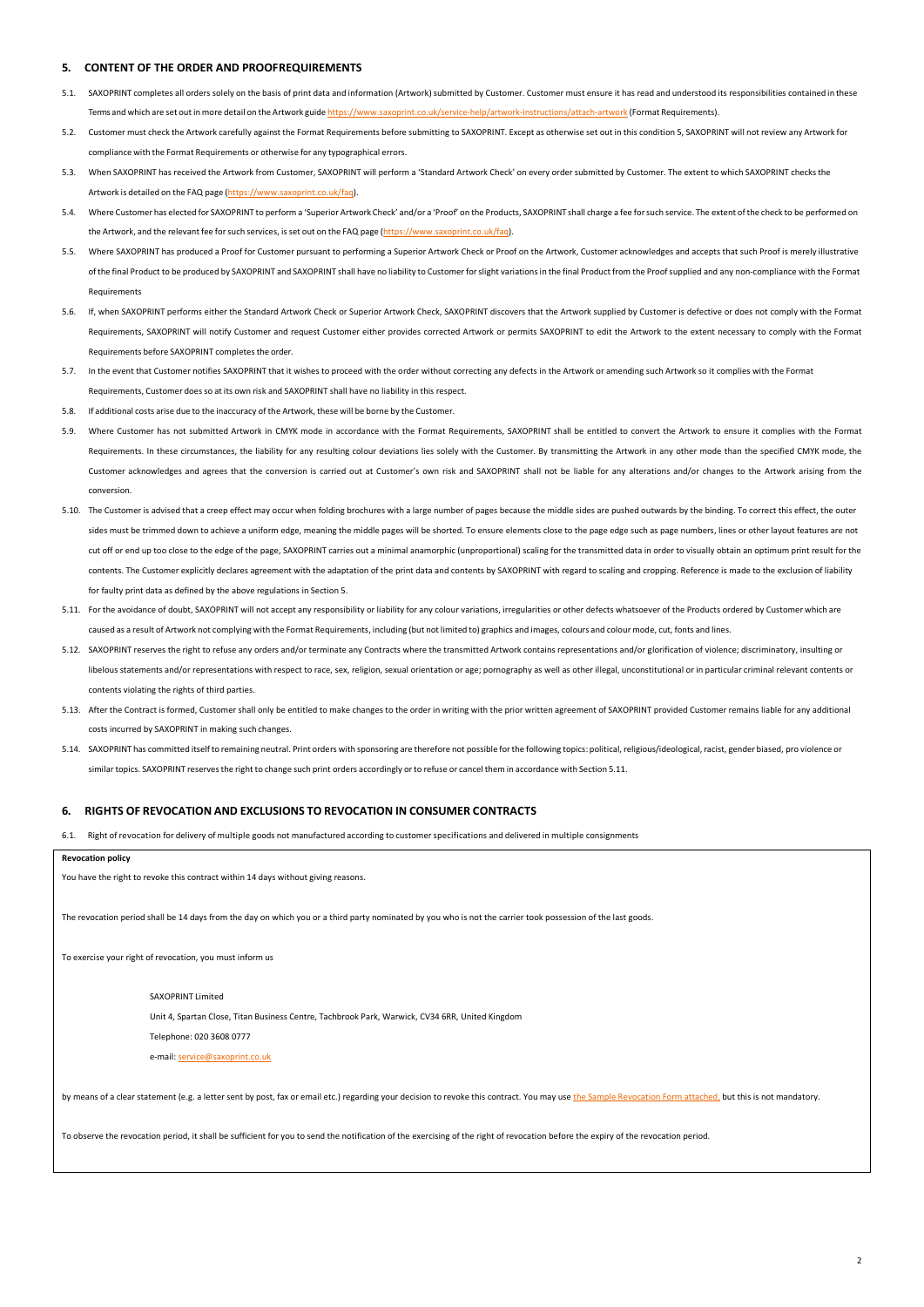## 5. CONTENT OF THE ORDER AND PROOFREQUIREMENTS

5.1. SAXOPRINT completes all orders solely on the basis of print data and information (Artwork) submitted by Customer. Customer must ensure it has read and understood its responsibilities contained in these Terms and which are set out in more detail on the Artwork guide https://www.saxoprint.co.uk/service-help/artwork-instructions/attach-artwork (Format Requirements).

5.2. Customer must check the Artwork carefully against the Format Requirements before submitting to SAXOPRINT. Except as otherwise set out in this condition 5, SAXOPRINT will not review any Artwork for compliance with the Format Requirements or otherwise for any typographical errors.

5.3. When SAXOPRINT has received the Artwork from Customer, SAXOPRINT will perform a 'Standard Artwork Check' on every order submitted by Customer. The extent to which SAXOPRINT checks the Artwork is detailed on the FAQ page (https://www.saxoprint.co.uk/faq).

5.4. Where Customer has elected for SAXOPRINT to perform a 'Superior Artwork Check' and/or a 'Proof' on the Products, SAXOPRINT shall charge a fee for such service. The extent of the check to be performed on the Artwork, and the relevant fee for such services, is set out on the FAQ page (https://www.saxoprint.co.uk/faq).

5.5. Where SAXOPRINT has produced a Proof for Customer pursuant to performing a Superior Artwork Check or Proof on the Artwork, Customer acknowledges and accepts that such Proof is merely illustrative of the final Product to be produced by SAXOPRINT and SAXOPRINT shall have no liability to Customer for slight variations in the final Product from the Proof supplied and any non-compliance with the Format Requirements

5.6. If, when SAXOPRINT performs either the Standard Artwork Check or Superior Artwork Check, SAXOPRINT discovers that the Artwork supplied by Customer is defective or does not comply with the Format Requirements, SAXOPRINT will notify Customer and request Customer either provides corrected Artwork or permits SAXOPRINT to edit the Artwork to the extent necessary to comply with the Format Requirements before SAXOPRINT completes the order.

5.7. In the event that Customer notifies SAXOPRINT that it wishes to proceed with the order without correcting any defects in the Artwork or amending such Artwork so it complies with the Format Requirements, Customer does so at its own risk and SAXOPRINT shall have no liability in this respect.

5.8. If additional costs arise due to the inaccuracy of the Artwork, these will be borne by the Customer.

5.9. Where Customer has not submitted Artwork in CMYK mode in accordance with the Format Requirements, SAXOPRINT shall be entitled to convert the Artwork to ensure it complies with the Format Requirements. In these circumstances, the liability for any resulting colour deviations lies solely with the Customer. By transmitting the Artwork in any other mode than the specified CMYK mode, the Customer acknowledges and agrees that the conversion is carried out at Customer's own risk and SAXOPRINT shall not be liable for any alterations and/or changes to the Artwork arising from the conversion.

5.10. The Customer is advised that a creep effect may occur when folding brochures with a large number of pages because the middle sides are pushed outwards by the binding. To correct this effect, the outer sides must be trimmed down to achieve a uniform edge, meaning the middle pages will be shorted. To ensure elements close to the page edge such as page numbers, lines or other layout features are not cut off or end up too close to the edge of the page, SAXOPRINT carries out a minimal anamorphic (unproportional) scaling for the transmitted data in order to visually obtain an optimum print result for the contents. The Customer explicitly declares agreement with the adaptation of the print data and contents by SAXOPRINT with regard to scaling and cropping. Reference is made to the exclusion of liability for faulty print data as defined by the above regulations in Section 5.

5.11. For the avoidance of doubt, SAXOPRINT will not accept any responsibility or liability for any colour variations, irregularities or other defects whatsoever of the Products ordered by Customer which are caused as a result of Artwork not complying with the Format Requirements, including (but not limited to) graphics and images, colours and colour mode, cut, fonts and lines.

5.12. SAXOPRINT reserves the right to refuse any orders and/or terminate any Contracts where the transmitted Artwork contains representations and/or glorification of violence; discriminatory, insulting or libelous statements and/or representations with respect to race, sex, religion, sexual orientation or age; pornography as well as other illegal, unconstitutional or in particular criminal relevant contents or contents violating the rights of third parties.

5.13. After the Contract is formed, Customer shall only be entitled to make changes to the order in writing with the prior written agreement of SAXOPRINT provided Customer remains liable for any additional costs incurred by SAXOPRINT in making such changes.

5.14. SAXOPRINT has committed itself to remaining neutral. Print orders with sponsoring are therefore not possible for the following topics: political, religious/ideological, racist, gender biased, pro violence or similar topics. SAXOPRINT reserves the right to change such print orders accordingly or to refuse or cancel them in accordance with Section 5.11.

## 6. RIGHTS OF REVOCATION AND EXCLUSIONS TO REVOCATION IN CONSUMER CONTRACTS

6.1. Right of revocation for delivery of multiple goods not manufactured according to customer specifications and delivered in multiple consignments

**Revocation policy**

You have the right to revoke this contract within 14 days without giving reasons.

The revocation period shall be 14 days from the day on which you or a third party nominated by you who is not the carrier took possession of the last goods.

To exercise your right of revocation, you must inform us

SAXOPRINT Limited
Unit 4, Spartan Close, Titan Business Centre, Tachbrook Park, Warwick, CV34 6RR, United Kingdom
Telephone: 020 3608 0777
e-mail: service@saxoprint.co.uk

by means of a clear statement (e.g. a letter sent by post, fax or email etc.) regarding your decision to revoke this contract. You may use the Sample Revocation Form attached, but this is not mandatory.

To observe the revocation period, it shall be sufficient for you to send the notification of the exercising of the right of revocation before the expiry of the revocation period.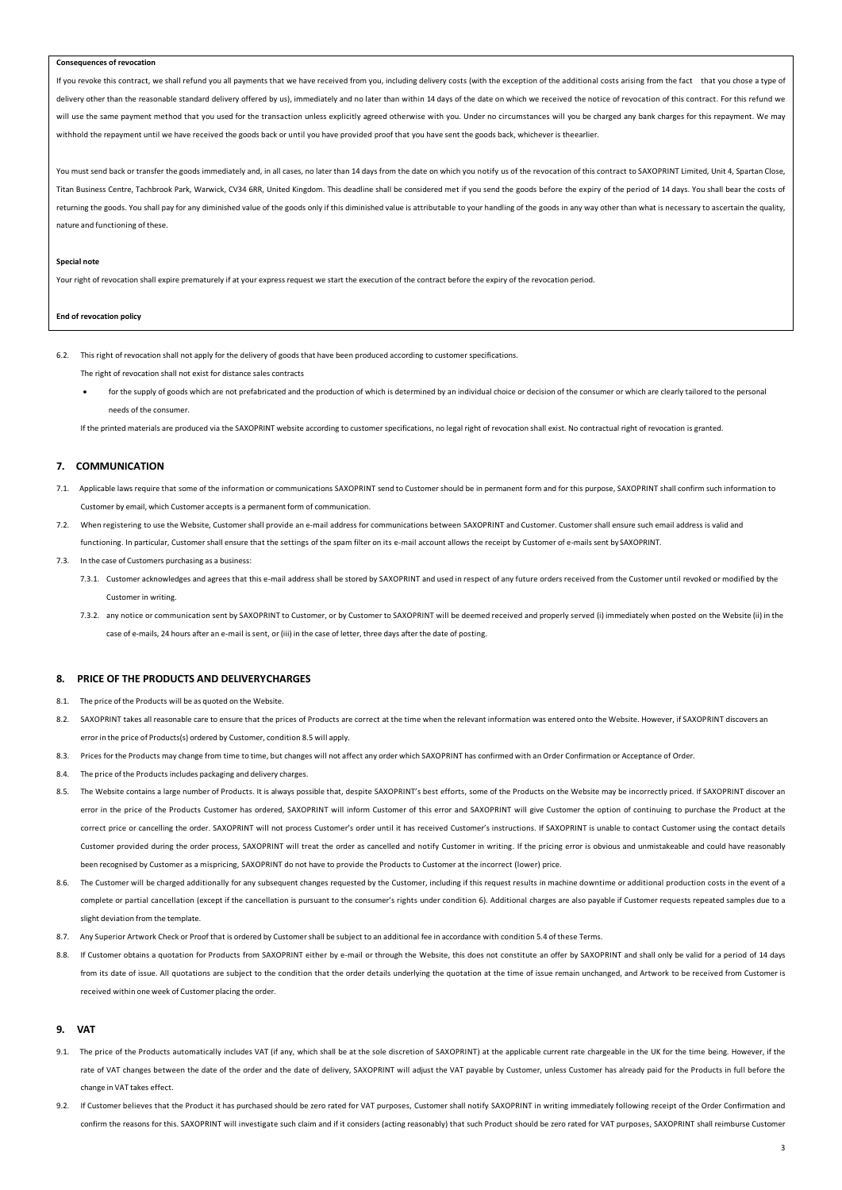**Consequences of revocation**

If you revoke this contract, we shall refund you all payments that we have received from you, including delivery costs (with the exception of the additional costs arising from the fact that you chose a type of delivery other than the reasonable standard delivery offered by us), immediately and no later than within 14 days of the date on which we received the notice of revocation of this contract. For this refund we will use the same payment method that you used for the transaction unless explicitly agreed otherwise with you. Under no circumstances will you be charged any bank charges for this repayment. We may withhold the repayment until we have received the goods back or until you have provided proof that you have sent the goods back, whichever is theearlier.

You must send back or transfer the goods immediately and, in all cases, no later than 14 days from the date on which you notify us of the revocation of this contract to SAXOPRINT Limited, Unit 4, Spartan Close, Titan Business Centre, Tachbrook Park, Warwick, CV34 6RR, United Kingdom. This deadline shall be considered met if you send the goods before the expiry of the period of 14 days. You shall bear the costs of returning the goods. You shall pay for any diminished value of the goods only if this diminished value is attributable to your handling of the goods in any way other than what is necessary to ascertain the quality, nature and functioning of these.

**Special note**

Your right of revocation shall expire prematurely if at your express request we start the execution of the contract before the expiry of the revocation period.

**End of revocation policy**

6.2. This right of revocation shall not apply for the delivery of goods that have been produced according to customer specifications.

The right of revocation shall not exist for distance sales contracts

- for the supply of goods which are not prefabricated and the production of which is determined by an individual choice or decision of the consumer or which are clearly tailored to the personal needs of the consumer.

If the printed materials are produced via the SAXOPRINT website according to customer specifications, no legal right of revocation shall exist. No contractual right of revocation is granted.

## 7. COMMUNICATION

7.1. Applicable laws require that some of the information or communications SAXOPRINT send to Customer should be in permanent form and for this purpose, SAXOPRINT shall confirm such information to Customer by email, which Customer accepts is a permanent form of communication.

7.2. When registering to use the Website, Customer shall provide an e-mail address for communications between SAXOPRINT and Customer. Customer shall ensure such email address is valid and functioning. In particular, Customer shall ensure that the settings of the spam filter on its e-mail account allows the receipt by Customer of e-mails sent by SAXOPRINT.

7.3. In the case of Customers purchasing as a business:

7.3.1. Customer acknowledges and agrees that this e-mail address shall be stored by SAXOPRINT and used in respect of any future orders received from the Customer until revoked or modified by the Customer in writing.

7.3.2. any notice or communication sent by SAXOPRINT to Customer, or by Customer to SAXOPRINT will be deemed received and properly served (i) immediately when posted on the Website (ii) in the case of e-mails, 24 hours after an e-mail is sent, or (iii) in the case of letter, three days after the date of posting.

## 8. PRICE OF THE PRODUCTS AND DELIVERYCHARGES

8.1. The price of the Products will be as quoted on the Website.

8.2. SAXOPRINT takes all reasonable care to ensure that the prices of Products are correct at the time when the relevant information was entered onto the Website. However, if SAXOPRINT discovers an error in the price of Products(s) ordered by Customer, condition 8.5 will apply.

8.3. Prices for the Products may change from time to time, but changes will not affect any order which SAXOPRINT has confirmed with an Order Confirmation or Acceptance of Order.

8.4. The price of the Products includes packaging and delivery charges.

8.5. The Website contains a large number of Products. It is always possible that, despite SAXOPRINT's best efforts, some of the Products on the Website may be incorrectly priced. If SAXOPRINT discover an error in the price of the Products Customer has ordered, SAXOPRINT will inform Customer of this error and SAXOPRINT will give Customer the option of continuing to purchase the Product at the correct price or cancelling the order. SAXOPRINT will not process Customer's order until it has received Customer's instructions. If SAXOPRINT is unable to contact Customer using the contact details Customer provided during the order process, SAXOPRINT will treat the order as cancelled and notify Customer in writing. If the pricing error is obvious and unmistakeable and could have reasonably been recognised by Customer as a mispricing, SAXOPRINT do not have to provide the Products to Customer at the incorrect (lower) price.

8.6. The Customer will be charged additionally for any subsequent changes requested by the Customer, including if this request results in machine downtime or additional production costs in the event of a complete or partial cancellation (except if the cancellation is pursuant to the consumer's rights under condition 6). Additional charges are also payable if Customer requests repeated samples due to a slight deviation from the template.

8.7. Any Superior Artwork Check or Proof that is ordered by Customer shall be subject to an additional fee in accordance with condition 5.4 of these Terms.

8.8. If Customer obtains a quotation for Products from SAXOPRINT either by e-mail or through the Website, this does not constitute an offer by SAXOPRINT and shall only be valid for a period of 14 days from its date of issue. All quotations are subject to the condition that the order details underlying the quotation at the time of issue remain unchanged, and Artwork to be received from Customer is received within one week of Customer placing the order.

## 9. VAT

9.1. The price of the Products automatically includes VAT (if any, which shall be at the sole discretion of SAXOPRINT) at the applicable current rate chargeable in the UK for the time being. However, if the rate of VAT changes between the date of the order and the date of delivery, SAXOPRINT will adjust the VAT payable by Customer, unless Customer has already paid for the Products in full before the change in VAT takes effect.

9.2. If Customer believes that the Product it has purchased should be zero rated for VAT purposes, Customer shall notify SAXOPRINT in writing immediately following receipt of the Order Confirmation and confirm the reasons for this. SAXOPRINT will investigate such claim and if it considers (acting reasonably) that such Product should be zero rated for VAT purposes, SAXOPRINT shall reimburse Customer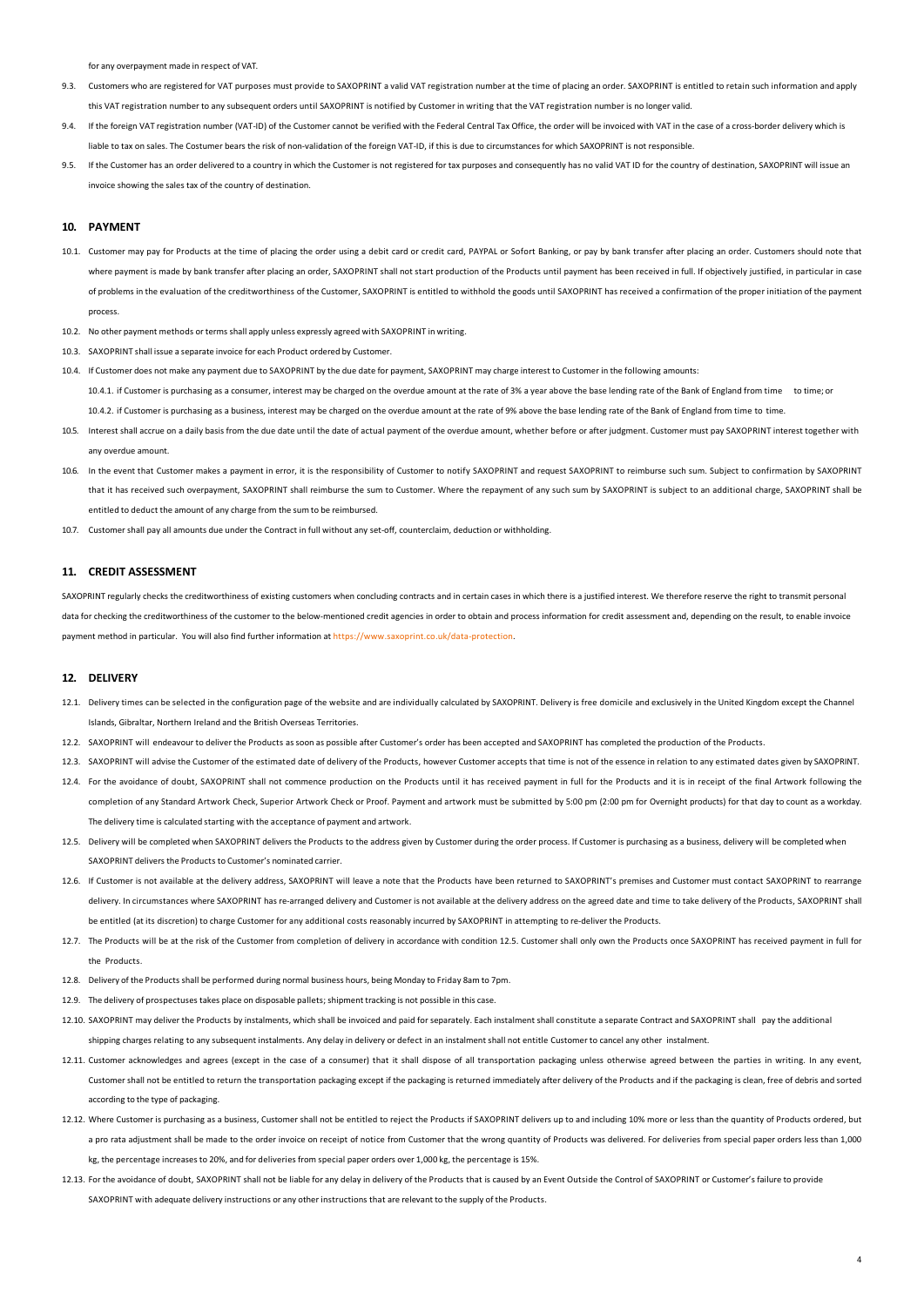for any overpayment made in respect of VAT.

9.3. Customers who are registered for VAT purposes must provide to SAXOPRINT a valid VAT registration number at the time of placing an order. SAXOPRINT is entitled to retain such information and apply this VAT registration number to any subsequent orders until SAXOPRINT is notified by Customer in writing that the VAT registration number is no longer valid.

9.4. If the foreign VAT registration number (VAT-ID) of the Customer cannot be verified with the Federal Central Tax Office, the order will be invoiced with VAT in the case of a cross-border delivery which is liable to tax on sales. The Costumer bears the risk of non-validation of the foreign VAT-ID, if this is due to circumstances for which SAXOPRINT is not responsible.

9.5. If the Customer has an order delivered to a country in which the Customer is not registered for tax purposes and consequently has no valid VAT ID for the country of destination, SAXOPRINT will issue an invoice showing the sales tax of the country of destination.

## 10. PAYMENT

10.1. Customer may pay for Products at the time of placing the order using a debit card or credit card, PAYPAL or Sofort Banking, or pay by bank transfer after placing an order. Customers should note that where payment is made by bank transfer after placing an order, SAXOPRINT shall not start production of the Products until payment has been received in full. If objectively justified, in particular in case of problems in the evaluation of the creditworthiness of the Customer, SAXOPRINT is entitled to withhold the goods until SAXOPRINT has received a confirmation of the proper initiation of the payment process.

10.2. No other payment methods or terms shall apply unless expressly agreed with SAXOPRINT in writing.

10.3. SAXOPRINT shall issue a separate invoice for each Product ordered by Customer.

10.4. If Customer does not make any payment due to SAXOPRINT by the due date for payment, SAXOPRINT may charge interest to Customer in the following amounts:

10.4.1. if Customer is purchasing as a consumer, interest may be charged on the overdue amount at the rate of 3% a year above the base lending rate of the Bank of England from time to time; or

10.4.2. if Customer is purchasing as a business, interest may be charged on the overdue amount at the rate of 9% above the base lending rate of the Bank of England from time to time.

10.5. Interest shall accrue on a daily basis from the due date until the date of actual payment of the overdue amount, whether before or after judgment. Customer must pay SAXOPRINT interest together with any overdue amount.

10.6. In the event that Customer makes a payment in error, it is the responsibility of Customer to notify SAXOPRINT and request SAXOPRINT to reimburse such sum. Subject to confirmation by SAXOPRINT that it has received such overpayment, SAXOPRINT shall reimburse the sum to Customer. Where the repayment of any such sum by SAXOPRINT is subject to an additional charge, SAXOPRINT shall be entitled to deduct the amount of any charge from the sum to be reimbursed.

10.7. Customer shall pay all amounts due under the Contract in full without any set-off, counterclaim, deduction or withholding.

## 11. CREDIT ASSESSMENT

SAXOPRINT regularly checks the creditworthiness of existing customers when concluding contracts and in certain cases in which there is a justified interest. We therefore reserve the right to transmit personal data for checking the creditworthiness of the customer to the below-mentioned credit agencies in order to obtain and process information for credit assessment and, depending on the result, to enable invoice payment method in particular. You will also find further information at https://www.saxoprint.co.uk/data-protection.

## 12. DELIVERY

12.1. Delivery times can be selected in the configuration page of the website and are individually calculated by SAXOPRINT. Delivery is free domicile and exclusively in the United Kingdom except the Channel Islands, Gibraltar, Northern Ireland and the British Overseas Territories.

12.2. SAXOPRINT will endeavour to deliver the Products as soon as possible after Customer's order has been accepted and SAXOPRINT has completed the production of the Products.

12.3. SAXOPRINT will advise the Customer of the estimated date of delivery of the Products, however Customer accepts that time is not of the essence in relation to any estimated dates given by SAXOPRINT.

12.4. For the avoidance of doubt, SAXOPRINT shall not commence production on the Products until it has received payment in full for the Products and it is in receipt of the final Artwork following the completion of any Standard Artwork Check, Superior Artwork Check or Proof. Payment and artwork must be submitted by 5:00 pm (2:00 pm for Overnight products) for that day to count as a workday. The delivery time is calculated starting with the acceptance of payment and artwork.

12.5. Delivery will be completed when SAXOPRINT delivers the Products to the address given by Customer during the order process. If Customer is purchasing as a business, delivery will be completed when SAXOPRINT delivers the Products to Customer's nominated carrier.

12.6. If Customer is not available at the delivery address, SAXOPRINT will leave a note that the Products have been returned to SAXOPRINT's premises and Customer must contact SAXOPRINT to rearrange delivery. In circumstances where SAXOPRINT has re-arranged delivery and Customer is not available at the delivery address on the agreed date and time to take delivery of the Products, SAXOPRINT shall be entitled (at its discretion) to charge Customer for any additional costs reasonably incurred by SAXOPRINT in attempting to re-deliver the Products.

12.7. The Products will be at the risk of the Customer from completion of delivery in accordance with condition 12.5. Customer shall only own the Products once SAXOPRINT has received payment in full for the Products.

12.8. Delivery of the Products shall be performed during normal business hours, being Monday to Friday 8am to 7pm.

12.9. The delivery of prospectuses takes place on disposable pallets; shipment tracking is not possible in this case.

12.10. SAXOPRINT may deliver the Products by instalments, which shall be invoiced and paid for separately. Each instalment shall constitute a separate Contract and SAXOPRINT shall pay the additional shipping charges relating to any subsequent instalments. Any delay in delivery or defect in an instalment shall not entitle Customer to cancel any other instalment.

12.11. Customer acknowledges and agrees (except in the case of a consumer) that it shall dispose of all transportation packaging unless otherwise agreed between the parties in writing. In any event, Customer shall not be entitled to return the transportation packaging except if the packaging is returned immediately after delivery of the Products and if the packaging is clean, free of debris and sorted according to the type of packaging.

12.12. Where Customer is purchasing as a business, Customer shall not be entitled to reject the Products if SAXOPRINT delivers up to and including 10% more or less than the quantity of Products ordered, but a pro rata adjustment shall be made to the order invoice on receipt of notice from Customer that the wrong quantity of Products was delivered. For deliveries from special paper orders less than 1,000 kg, the percentage increases to 20%, and for deliveries from special paper orders over 1,000 kg, the percentage is 15%.

12.13. For the avoidance of doubt, SAXOPRINT shall not be liable for any delay in delivery of the Products that is caused by an Event Outside the Control of SAXOPRINT or Customer's failure to provide SAXOPRINT with adequate delivery instructions or any other instructions that are relevant to the supply of the Products.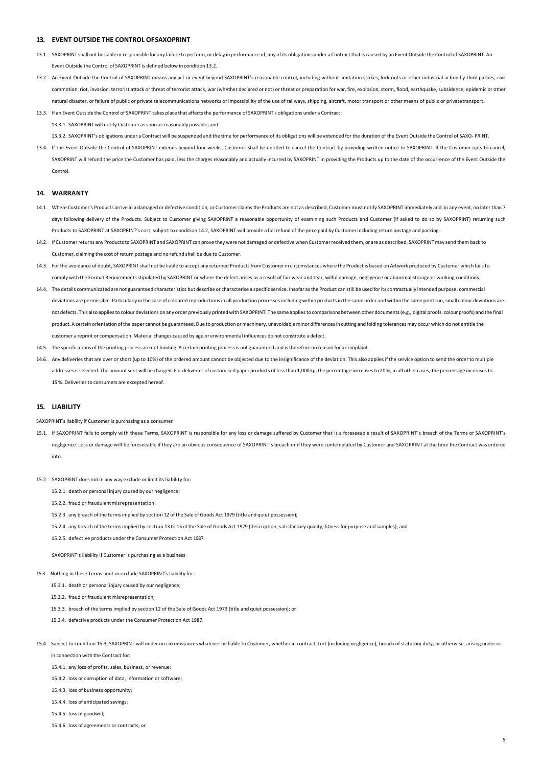## 13. EVENT OUTSIDE THE CONTROL OFSAXOPRINT

13.1. SAXOPRINT shall not be liable or responsible for any failure to perform, or delay in performance of, any of its obligations under a Contract that is caused by an Event Outside the Control of SAXOPRINT. An Event Outside the Control of SAXOPRINT is defined below in condition 13.2.

13.2. An Event Outside the Control of SAXOPRINT means any act or event beyond SAXOPRINT's reasonable control, including without limitation strikes, lock-outs or other industrial action by third parties, civil commotion, riot, invasion, terrorist attack or threat of terrorist attack, war (whether declared or not) or threat or preparation for war, fire, explosion, storm, flood, earthquake, subsidence, epidemic or other natural disaster, or failure of public or private telecommunications networks or impossibility of the use of railways, shipping, aircraft, motor transport or other means of public or privatetransport.

13.3. If an Event Outside the Control of SAXOPRINT takes place that affects the performance of SAXOPRINT s obligations under a Contract:

13.3.1. SAXOPRINT will notify Customer as soon as reasonably possible; and

13.3.2. SAXOPRINT's obligations under a Contract will be suspended and the time for performance of its obligations will be extended for the duration of the Event Outside the Control of SAXO- PRINT.

13.4. If the Event Outside the Control of SAXOPRINT extends beyond four weeks, Customer shall be entitled to cancel the Contract by providing written notice to SAXOPRINT. If the Customer opts to cancel, SAXOPRINT will refund the price the Customer has paid, less the charges reasonably and actually incurred by SAXOPRINT in providing the Products up to the date of the occurrence of the Event Outside the Control.

## 14. WARRANTY

14.1. Where Customer's Products arrive in a damaged or defective condition, or Customer claims the Products are not as described, Customer must notify SAXOPRINT immediately and, in any event, no later than 7 days following delivery of the Products. Subject to Customer giving SAXOPRINT a reasonable opportunity of examining such Products and Customer (if asked to do so by SAXOPRINT) returning such Products to SAXOPRINT at SAXOPRINT's cost, subject to condition 14.2, SAXOPRINT will provide a full refund of the price paid by Customer including return postage and packing.

14.2. If Customer returns any Products to SAXOPRINT and SAXOPRINT can prove they were not damaged or defective when Customer received them, or are as described, SAXOPRINT may send them back to Customer, claiming the cost of return postage and no refund shall be due to Customer.

14.3. For the avoidance of doubt, SAXOPRINT shall not be liable to accept any returned Products from Customer in circumstances where the Product is based on Artwork produced by Customer which fails to comply with the Format Requirements stipulated by SAXOPRINT or where the defect arises as a result of fair wear and tear, wilful damage, negligence or abnormal storage or working conditions.

14.4. The details communicated are not guaranteed characteristics but describe or characterise a specific service. Insofar as the Product can still be used for its contractually intended purpose, commercial deviations are permissible. Particularly in the case of coloured reproductions in all production processes including within products in the same order and within the same print run, small colour deviations are not defects. This also applies to colour deviations on any order previously printed with SAXOPRINT. The same applies to comparisons between other documents (e.g., digital proofs, colour proofs) and the final product. A certain orientation of the paper cannot be guaranteed. Due to production or machinery, unavoidable minor differences in cutting and folding tolerances may occur which do not entitle the customer a reprint or compensation. Material changes caused by age or environmental influences do not constitute a defect.

14.5. The specifications of the printing process are not binding. A certain printing process is not guaranteed and is therefore no reason for a complaint.

14.6. Any deliveries that are over or short (up to 10%) of the ordered amount cannot be objected due to the insignificance of the deviation. This also applies if the service option to send the order to multiple addresses is selected. The amount sent will be charged. For deliveries of customised paper products of less than 1,000 kg, the percentage increases to 20 %, in all other cases, the percentage increases to 15 %. Deliveries to consumers are excepted hereof.

## 15. LIABILITY

SAXOPRINT's liability if Customer is purchasing as a consumer

15.1. If SAXOPRINT fails to comply with these Terms, SAXOPRINT is responsible for any loss or damage suffered by Customer that is a foreseeable result of SAXOPRINT's breach of the Terms or SAXOPRINT's negligence. Loss or damage will be foreseeable if they are an obvious consequence of SAXOPRINT's breach or if they were contemplated by Customer and SAXOPRINT at the time the Contract was entered into.

15.2. SAXOPRINT does not in any way exclude or limit its liability for:

15.2.1. death or personal injury caused by our negligence;

15.2.2. fraud or fraudulent misrepresentation;

15.2.3. any breach of the terms implied by section 12 of the Sale of Goods Act 1979 (title and quiet possession);

15.2.4. any breach of the terms implied by section 13 to 15 of the Sale of Goods Act 1979 (description, satisfactory quality, fitness for purpose and samples); and

15.2.5. defective products under the Consumer Protection Act 1987.

SAXOPRINT's liability if Customer is purchasing as a business

15.3. Nothing in these Terms limit or exclude SAXOPRINT's liability for:

15.3.1. death or personal injury caused by our negligence;

15.3.2. fraud or fraudulent misrepresentation;

15.3.3. breach of the terms implied by section 12 of the Sale of Goods Act 1979 (title and quiet possession); or

15.3.4. defective products under the Consumer Protection Act 1987.

15.4. Subject to condition 15.3, SAXOPRINT will under no circumstances whatever be liable to Customer, whether in contract, tort (including negligence), breach of statutory duty, or otherwise, arising under or in connection with the Contract for:

15.4.1. any loss of profits, sales, business, or revenue;

15.4.2. loss or corruption of data, information or software;

15.4.3. loss of business opportunity;

15.4.4. loss of anticipated savings;

15.4.5. loss of goodwill;

15.4.6. loss of agreements or contracts; or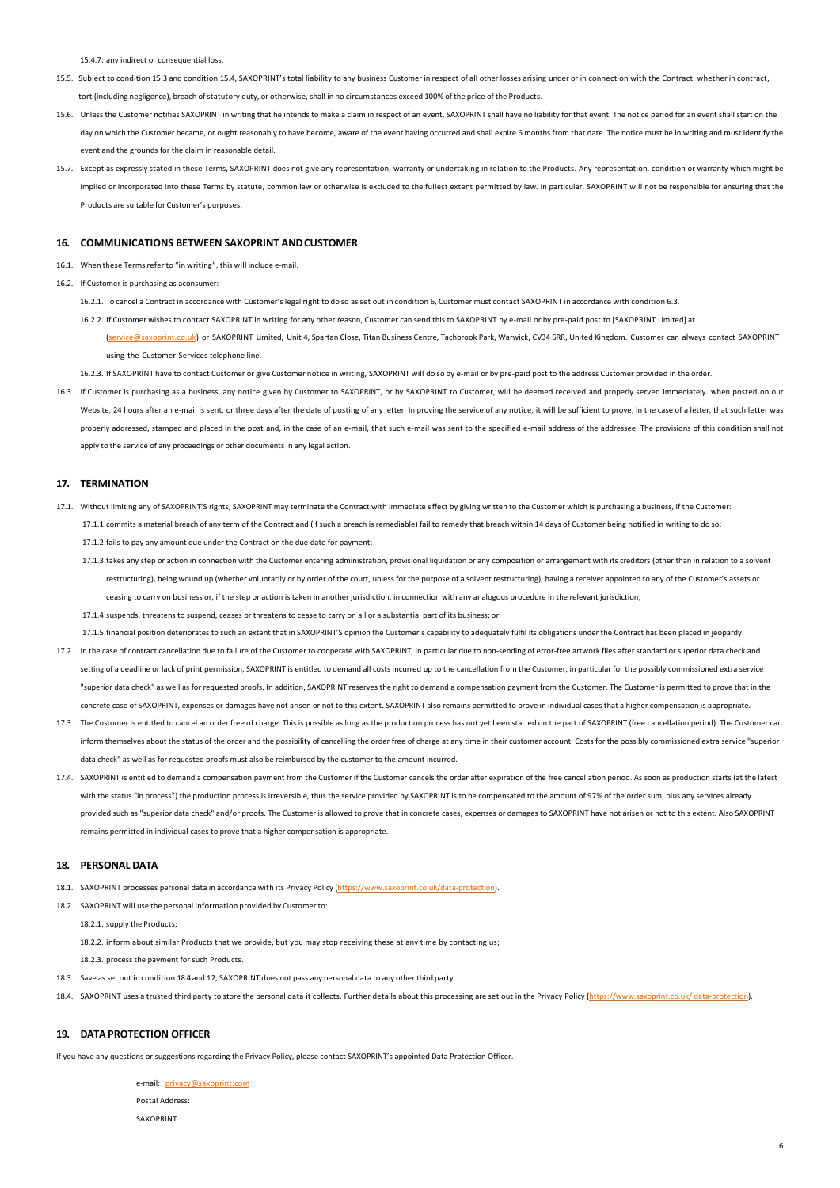15.4.7. any indirect or consequential loss.

15.5. Subject to condition 15.3 and condition 15.4, SAXOPRINT's total liability to any business Customer in respect of all other losses arising under or in connection with the Contract, whether in contract, tort (including negligence), breach of statutory duty, or otherwise, shall in no circumstances exceed 100% of the price of the Products.

15.6. Unless the Customer notifies SAXOPRINT in writing that he intends to make a claim in respect of an event, SAXOPRINT shall have no liability for that event. The notice period for an event shall start on the day on which the Customer became, or ought reasonably to have become, aware of the event having occurred and shall expire 6 months from that date. The notice must be in writing and must identify the event and the grounds for the claim in reasonable detail.

15.7. Except as expressly stated in these Terms, SAXOPRINT does not give any representation, warranty or undertaking in relation to the Products. Any representation, condition or warranty which might be implied or incorporated into these Terms by statute, common law or otherwise is excluded to the fullest extent permitted by law. In particular, SAXOPRINT will not be responsible for ensuring that the Products are suitable for Customer's purposes.

## 16. COMMUNICATIONS BETWEEN SAXOPRINT AND CUSTOMER

16.1. When these Terms refer to "in writing", this will include e-mail.

16.2. If Customer is purchasing as a consumer:

16.2.1. To cancel a Contract in accordance with Customer's legal right to do so as set out in condition 6, Customer must contact SAXOPRINT in accordance with condition 6.3.

16.2.2. If Customer wishes to contact SAXOPRINT in writing for any other reason, Customer can send this to SAXOPRINT by e-mail or by pre-paid post to [SAXOPRINT Limited] at (service@saxoprint.co.uk) or SAXOPRINT Limited, Unit 4, Spartan Close, Titan Business Centre, Tachbrook Park, Warwick, CV34 6RR, United Kingdom. Customer can always contact SAXOPRINT using the Customer Services telephone line.

16.2.3. If SAXOPRINT have to contact Customer or give Customer notice in writing, SAXOPRINT will do so by e-mail or by pre-paid post to the address Customer provided in the order.

16.3. If Customer is purchasing as a business, any notice given by Customer to SAXOPRINT, or by SAXOPRINT to Customer, will be deemed received and properly served immediately when posted on our Website, 24 hours after an e-mail is sent, or three days after the date of posting of any letter. In proving the service of any notice, it will be sufficient to prove, in the case of a letter, that such letter was properly addressed, stamped and placed in the post and, in the case of an e-mail, that such e-mail was sent to the specified e-mail address of the addressee. The provisions of this condition shall not apply to the service of any proceedings or other documents in any legal action.

## 17. TERMINATION

17.1. Without limiting any of SAXOPRINT'S rights, SAXOPRINT may terminate the Contract with immediate effect by giving written to the Customer which is purchasing a business, if the Customer:

17.1.1. commits a material breach of any term of the Contract and (if such a breach is remediable) fail to remedy that breach within 14 days of Customer being notified in writing to do so;

17.1.2. fails to pay any amount due under the Contract on the due date for payment;

17.1.3. takes any step or action in connection with the Customer entering administration, provisional liquidation or any composition or arrangement with its creditors (other than in relation to a solvent restructuring), being wound up (whether voluntarily or by order of the court, unless for the purpose of a solvent restructuring), having a receiver appointed to any of the Customer's assets or ceasing to carry on business or, if the step or action is taken in another jurisdiction, in connection with any analogous procedure in the relevant jurisdiction;

17.1.4. suspends, threatens to suspend, ceases or threatens to cease to carry on all or a substantial part of its business; or

17.1.5. financial position deteriorates to such an extent that in SAXOPRINT'S opinion the Customer's capability to adequately fulfil its obligations under the Contract has been placed in jeopardy.

17.2. In the case of contract cancellation due to failure of the Customer to cooperate with SAXOPRINT, in particular due to non-sending of error-free artwork files after standard or superior data check and setting of a deadline or lack of print permission, SAXOPRINT is entitled to demand all costs incurred up to the cancellation from the Customer, in particular for the possibly commissioned extra service "superior data check" as well as for requested proofs. In addition, SAXOPRINT reserves the right to demand a compensation payment from the Customer. The Customer is permitted to prove that in the concrete case of SAXOPRINT, expenses or damages have not arisen or not to this extent. SAXOPRINT also remains permitted to prove in individual cases that a higher compensation is appropriate.

17.3. The Customer is entitled to cancel an order free of charge. This is possible as long as the production process has not yet been started on the part of SAXOPRINT (free cancellation period). The Customer can inform themselves about the status of the order and the possibility of cancelling the order free of charge at any time in their customer account. Costs for the possibly commissioned extra service "superior data check" as well as for requested proofs must also be reimbursed by the customer to the amount incurred.

17.4. SAXOPRINT is entitled to demand a compensation payment from the Customer if the Customer cancels the order after expiration of the free cancellation period. As soon as production starts (at the latest with the status "in process") the production process is irreversible, thus the service provided by SAXOPRINT is to be compensated to the amount of 97% of the order sum, plus any services already provided such as "superior data check" and/or proofs. The Customer is allowed to prove that in concrete cases, expenses or damages to SAXOPRINT have not arisen or not to this extent. Also SAXOPRINT remains permitted in individual cases to prove that a higher compensation is appropriate.

## 18. PERSONAL DATA

18.1. SAXOPRINT processes personal data in accordance with its Privacy Policy (https://www.saxoprint.co.uk/data-protection).

18.2. SAXOPRINT will use the personal information provided by Customer to:

18.2.1. supply the Products;

18.2.2. inform about similar Products that we provide, but you may stop receiving these at any time by contacting us;

18.2.3. process the payment for such Products.

18.3. Save as set out in condition 18.4 and 12, SAXOPRINT does not pass any personal data to any other third party.

18.4. SAXOPRINT uses a trusted third party to store the personal data it collects. Further details about this processing are set out in the Privacy Policy (https://www.saxoprint.co.uk/ data-protection).

## 19. DATA PROTECTION OFFICER

If you have any questions or suggestions regarding the Privacy Policy, please contact SAXOPRINT's appointed Data Protection Officer.

e-mail: privacy@saxoprint.com

Postal Address:

SAXOPRINT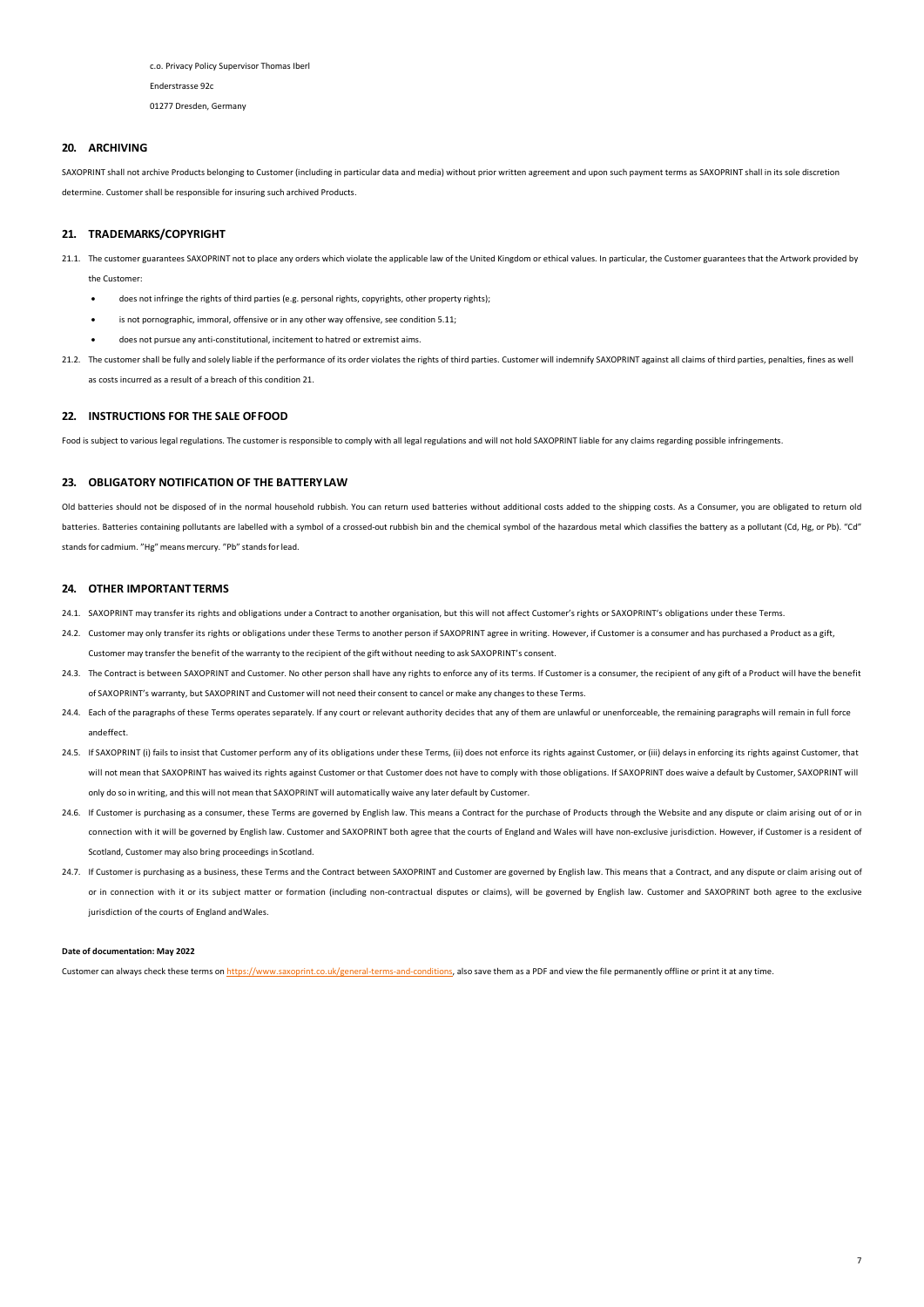c.o. Privacy Policy Supervisor Thomas Iberl

Enderstrasse 92c

01277 Dresden, Germany

## 20. ARCHIVING

SAXOPRINT shall not archive Products belonging to Customer (including in particular data and media) without prior written agreement and upon such payment terms as SAXOPRINT shall in its sole discretion determine. Customer shall be responsible for insuring such archived Products.

## 21. TRADEMARKS/COPYRIGHT

21.1. The customer guarantees SAXOPRINT not to place any orders which violate the applicable law of the United Kingdom or ethical values. In particular, the Customer guarantees that the Artwork provided by the Customer:

- does not infringe the rights of third parties (e.g. personal rights, copyrights, other property rights);
- is not pornographic, immoral, offensive or in any other way offensive, see condition 5.11;
- does not pursue any anti-constitutional, incitement to hatred or extremist aims.

21.2. The customer shall be fully and solely liable if the performance of its order violates the rights of third parties. Customer will indemnify SAXOPRINT against all claims of third parties, penalties, fines as well as costs incurred as a result of a breach of this condition 21.

## 22. INSTRUCTIONS FOR THE SALE OF FOOD

Food is subject to various legal regulations. The customer is responsible to comply with all legal regulations and will not hold SAXOPRINT liable for any claims regarding possible infringements.

## 23. OBLIGATORY NOTIFICATION OF THE BATTERY LAW

Old batteries should not be disposed of in the normal household rubbish. You can return used batteries without additional costs added to the shipping costs. As a Consumer, you are obligated to return old batteries. Batteries containing pollutants are labelled with a symbol of a crossed-out rubbish bin and the chemical symbol of the hazardous metal which classifies the battery as a pollutant (Cd, Hg, or Pb). "Cd" stands for cadmium. "Hg" means mercury. "Pb" stands for lead.

## 24. OTHER IMPORTANT TERMS

24.1. SAXOPRINT may transfer its rights and obligations under a Contract to another organisation, but this will not affect Customer's rights or SAXOPRINT's obligations under these Terms.

24.2. Customer may only transfer its rights or obligations under these Terms to another person if SAXOPRINT agree in writing. However, if Customer is a consumer and has purchased a Product as a gift, Customer may transfer the benefit of the warranty to the recipient of the gift without needing to ask SAXOPRINT's consent.

24.3. The Contract is between SAXOPRINT and Customer. No other person shall have any rights to enforce any of its terms. If Customer is a consumer, the recipient of any gift of a Product will have the benefit of SAXOPRINT's warranty, but SAXOPRINT and Customer will not need their consent to cancel or make any changes to these Terms.

24.4. Each of the paragraphs of these Terms operates separately. If any court or relevant authority decides that any of them are unlawful or unenforceable, the remaining paragraphs will remain in full force andeffect.

24.5. If SAXOPRINT (i) fails to insist that Customer perform any of its obligations under these Terms, (ii) does not enforce its rights against Customer, or (iii) delays in enforcing its rights against Customer, that will not mean that SAXOPRINT has waived its rights against Customer or that Customer does not have to comply with those obligations. If SAXOPRINT does waive a default by Customer, SAXOPRINT will only do so in writing, and this will not mean that SAXOPRINT will automatically waive any later default by Customer.

24.6. If Customer is purchasing as a consumer, these Terms are governed by English law. This means a Contract for the purchase of Products through the Website and any dispute or claim arising out of or in connection with it will be governed by English law. Customer and SAXOPRINT both agree that the courts of England and Wales will have non-exclusive jurisdiction. However, if Customer is a resident of Scotland, Customer may also bring proceedings in Scotland.

24.7. If Customer is purchasing as a business, these Terms and the Contract between SAXOPRINT and Customer are governed by English law. This means that a Contract, and any dispute or claim arising out of or in connection with it or its subject matter or formation (including non-contractual disputes or claims), will be governed by English law. Customer and SAXOPRINT both agree to the exclusive jurisdiction of the courts of England andWales.

**Date of documentation: May 2022**

Customer can always check these terms on https://www.saxoprint.co.uk/general-terms-and-conditions, also save them as a PDF and view the file permanently offline or print it at any time.